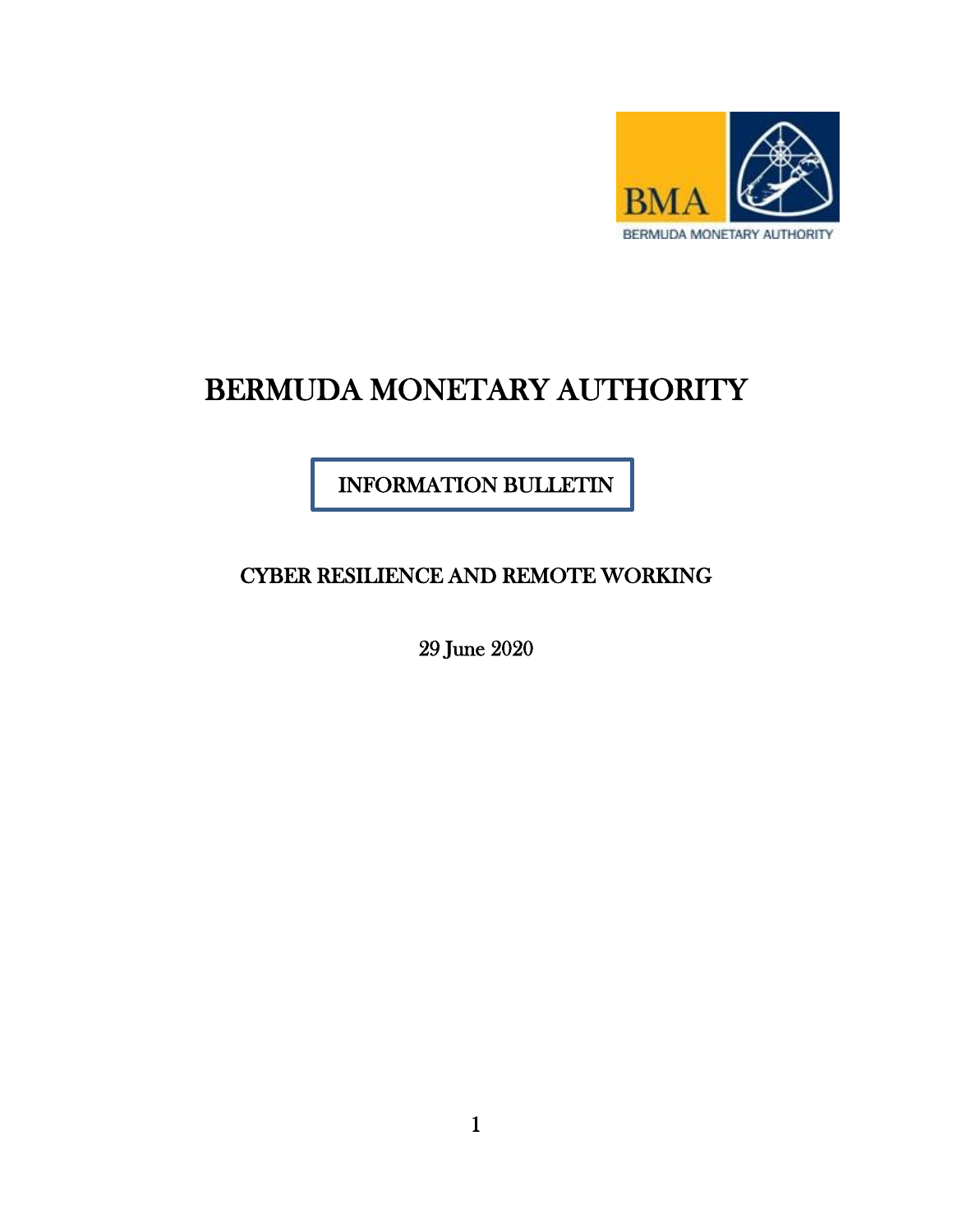# BERMUDA MONETARY AUTHORITY

## INFORMATION BULLETIN

## CYBER RESILIENCE AND REMOTE WORKING

29 June 2020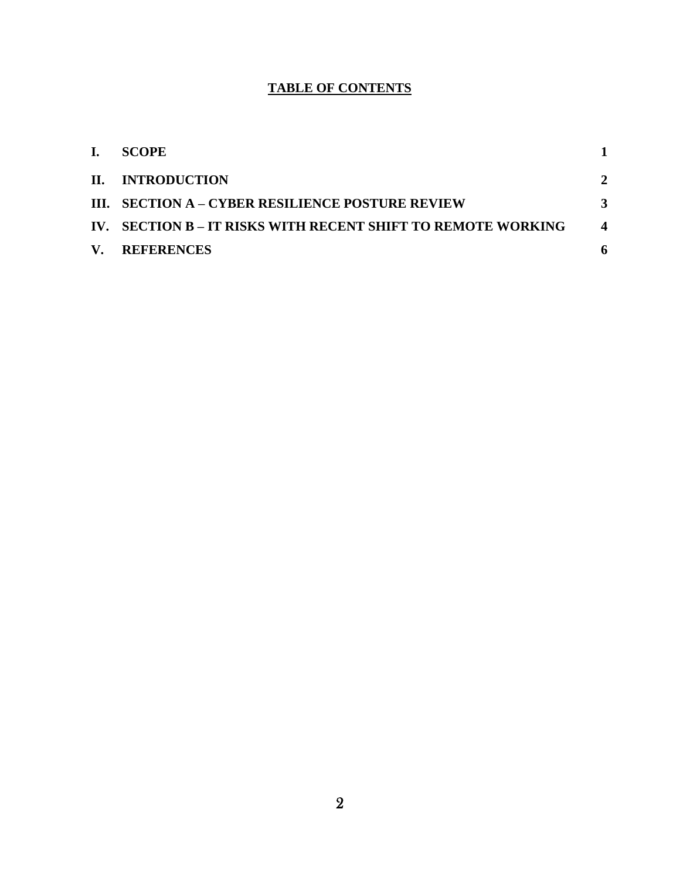## TABLE OF CONTENTS

| | | |
|---|---|---|
| **I.** | **SCOPE** | **1** |
| **II.** | **INTRODUCTION** | **2** |
| **III.** | **SECTION A – CYBER RESILIENCE POSTURE REVIEW** | **3** |
| **IV.** | **SECTION B – IT RISKS WITH RECENT SHIFT TO REMOTE WORKING** | **4** |
| **V.** | **REFERENCES** | **6** |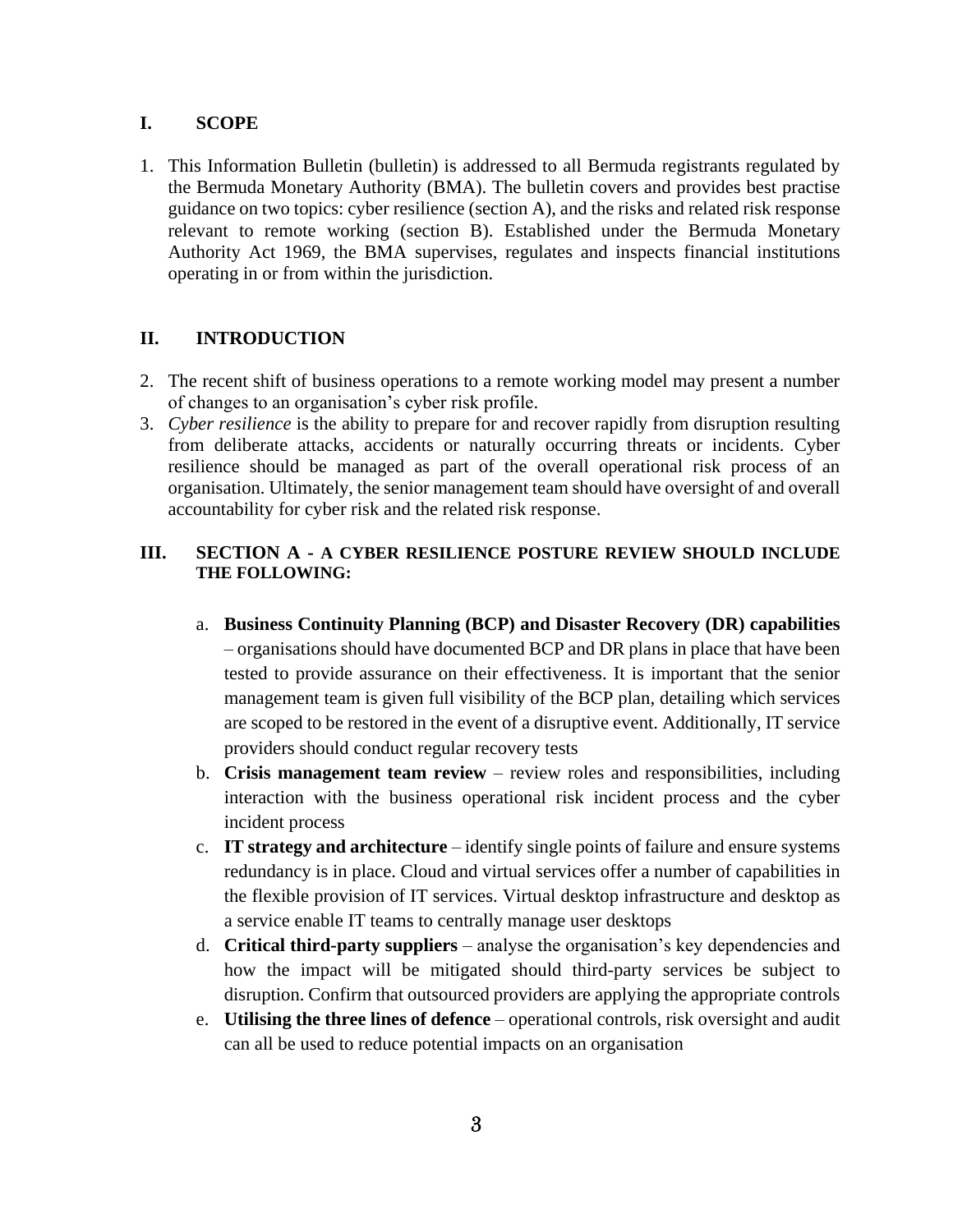## I. SCOPE

1. This Information Bulletin (bulletin) is addressed to all Bermuda registrants regulated by the Bermuda Monetary Authority (BMA). The bulletin covers and provides best practise guidance on two topics: cyber resilience (section A), and the risks and related risk response relevant to remote working (section B). Established under the Bermuda Monetary Authority Act 1969, the BMA supervises, regulates and inspects financial institutions operating in or from within the jurisdiction.

## II. INTRODUCTION

2. The recent shift of business operations to a remote working model may present a number of changes to an organisation's cyber risk profile.
3. *Cyber resilience* is the ability to prepare for and recover rapidly from disruption resulting from deliberate attacks, accidents or naturally occurring threats or incidents. Cyber resilience should be managed as part of the overall operational risk process of an organisation. Ultimately, the senior management team should have oversight of and overall accountability for cyber risk and the related risk response.

## III. SECTION A - A CYBER RESILIENCE POSTURE REVIEW SHOULD INCLUDE THE FOLLOWING:

a. **Business Continuity Planning (BCP) and Disaster Recovery (DR) capabilities** – organisations should have documented BCP and DR plans in place that have been tested to provide assurance on their effectiveness. It is important that the senior management team is given full visibility of the BCP plan, detailing which services are scoped to be restored in the event of a disruptive event. Additionally, IT service providers should conduct regular recovery tests

b. **Crisis management team review** – review roles and responsibilities, including interaction with the business operational risk incident process and the cyber incident process

c. **IT strategy and architecture** – identify single points of failure and ensure systems redundancy is in place. Cloud and virtual services offer a number of capabilities in the flexible provision of IT services. Virtual desktop infrastructure and desktop as a service enable IT teams to centrally manage user desktops

d. **Critical third-party suppliers** – analyse the organisation's key dependencies and how the impact will be mitigated should third-party services be subject to disruption. Confirm that outsourced providers are applying the appropriate controls

e. **Utilising the three lines of defence** – operational controls, risk oversight and audit can all be used to reduce potential impacts on an organisation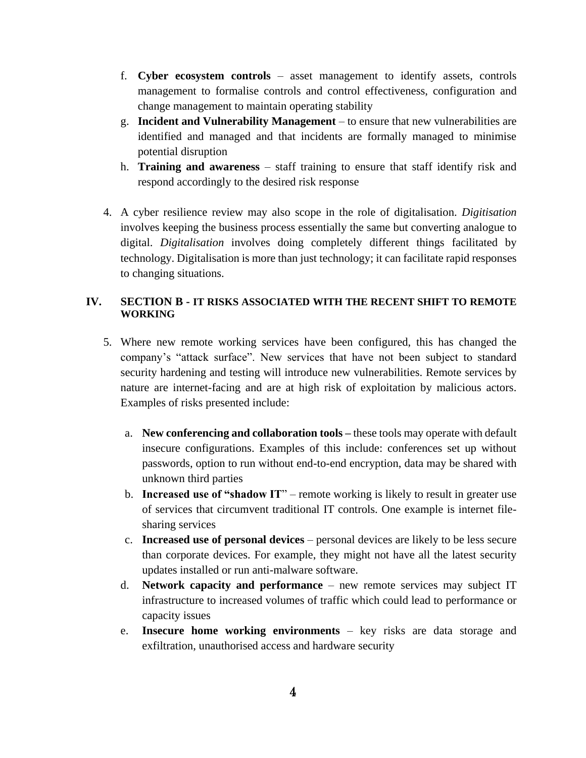f. **Cyber ecosystem controls** – asset management to identify assets, controls management to formalise controls and control effectiveness, configuration and change management to maintain operating stability
g. **Incident and Vulnerability Management** – to ensure that new vulnerabilities are identified and managed and that incidents are formally managed to minimise potential disruption
h. **Training and awareness** – staff training to ensure that staff identify risk and respond accordingly to the desired risk response

4. A cyber resilience review may also scope in the role of digitalisation. *Digitisation* involves keeping the business process essentially the same but converting analogue to digital. *Digitalisation* involves doing completely different things facilitated by technology. Digitalisation is more than just technology; it can facilitate rapid responses to changing situations.

## IV. SECTION B - IT RISKS ASSOCIATED WITH THE RECENT SHIFT TO REMOTE WORKING

5. Where new remote working services have been configured, this has changed the company's "attack surface". New services that have not been subject to standard security hardening and testing will introduce new vulnerabilities. Remote services by nature are internet-facing and are at high risk of exploitation by malicious actors. Examples of risks presented include:

   a. **New conferencing and collaboration tools –** these tools may operate with default insecure configurations. Examples of this include: conferences set up without passwords, option to run without end-to-end encryption, data may be shared with unknown third parties
   b. **Increased use of "shadow IT**" – remote working is likely to result in greater use of services that circumvent traditional IT controls. One example is internet file-sharing services
   c. **Increased use of personal devices** – personal devices are likely to be less secure than corporate devices. For example, they might not have all the latest security updates installed or run anti-malware software.
   d. **Network capacity and performance** – new remote services may subject IT infrastructure to increased volumes of traffic which could lead to performance or capacity issues
   e. **Insecure home working environments** – key risks are data storage and exfiltration, unauthorised access and hardware security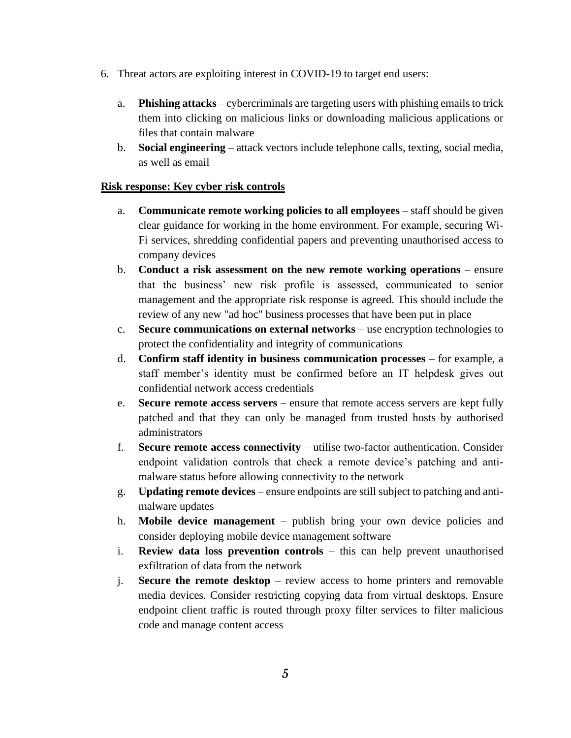6. Threat actors are exploiting interest in COVID-19 to target end users:

    a. **Phishing attacks** – cybercriminals are targeting users with phishing emails to trick them into clicking on malicious links or downloading malicious applications or files that contain malware
    b. **Social engineering** – attack vectors include telephone calls, texting, social media, as well as email

**Risk response: Key cyber risk controls**

a. **Communicate remote working policies to all employees** – staff should be given clear guidance for working in the home environment. For example, securing Wi-Fi services, shredding confidential papers and preventing unauthorised access to company devices
b. **Conduct a risk assessment on the new remote working operations** – ensure that the business' new risk profile is assessed, communicated to senior management and the appropriate risk response is agreed. This should include the review of any new "ad hoc" business processes that have been put in place
c. **Secure communications on external networks** – use encryption technologies to protect the confidentiality and integrity of communications
d. **Confirm staff identity in business communication processes** – for example, a staff member's identity must be confirmed before an IT helpdesk gives out confidential network access credentials
e. **Secure remote access servers** – ensure that remote access servers are kept fully patched and that they can only be managed from trusted hosts by authorised administrators
f. **Secure remote access connectivity** – utilise two-factor authentication. Consider endpoint validation controls that check a remote device's patching and anti-malware status before allowing connectivity to the network
g. **Updating remote devices** – ensure endpoints are still subject to patching and anti-malware updates
h. **Mobile device management** – publish bring your own device policies and consider deploying mobile device management software
i. **Review data loss prevention controls** – this can help prevent unauthorised exfiltration of data from the network
j. **Secure the remote desktop** – review access to home printers and removable media devices. Consider restricting copying data from virtual desktops. Ensure endpoint client traffic is routed through proxy filter services to filter malicious code and manage content access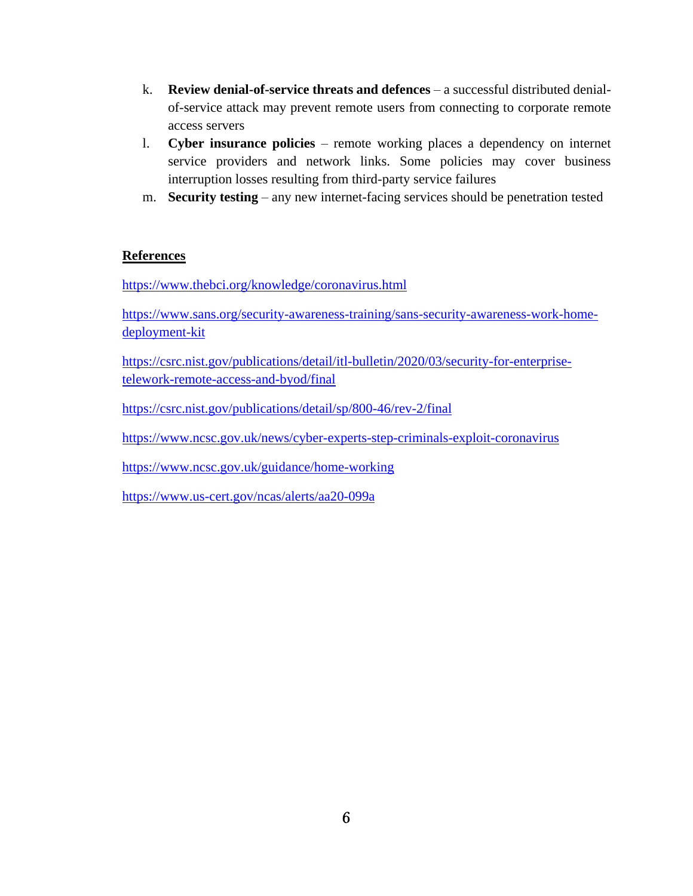k. **Review denial-of-service threats and defences** – a successful distributed denial-of-service attack may prevent remote users from connecting to corporate remote access servers
l. **Cyber insurance policies** – remote working places a dependency on internet service providers and network links. Some policies may cover business interruption losses resulting from third-party service failures
m. **Security testing** – any new internet-facing services should be penetration tested

**References**

https://www.thebci.org/knowledge/coronavirus.html

https://www.sans.org/security-awareness-training/sans-security-awareness-work-home-deployment-kit

https://csrc.nist.gov/publications/detail/itl-bulletin/2020/03/security-for-enterprise-telework-remote-access-and-byod/final

https://csrc.nist.gov/publications/detail/sp/800-46/rev-2/final

https://www.ncsc.gov.uk/news/cyber-experts-step-criminals-exploit-coronavirus

https://www.ncsc.gov.uk/guidance/home-working

https://www.us-cert.gov/ncas/alerts/aa20-099a